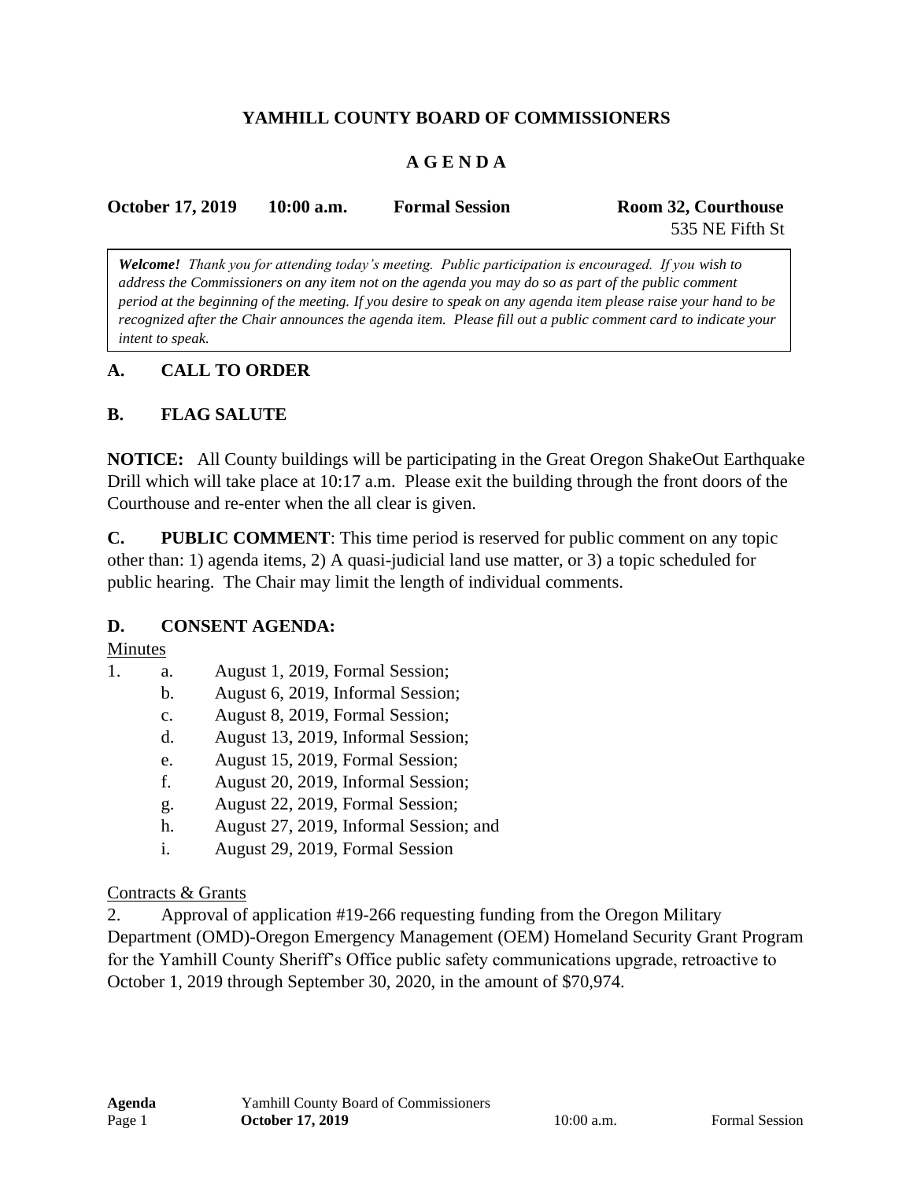# YAMHILL COUNTY BOARD OF COMMISSIONERS

## A G E N D A

**October 17, 2019** **10:00 a.m.** **Formal Session** **Room 32, Courthouse**
535 NE Fifth St

> ***Welcome!*** *Thank you for attending today's meeting. Public participation is encouraged. If you wish to address the Commissioners on any item not on the agenda you may do so as part of the public comment period at the beginning of the meeting. If you desire to speak on any agenda item please raise your hand to be recognized after the Chair announces the agenda item. Please fill out a public comment card to indicate your intent to speak.*

### A. CALL TO ORDER

### B. FLAG SALUTE

**NOTICE:** All County buildings will be participating in the Great Oregon ShakeOut Earthquake Drill which will take place at 10:17 a.m. Please exit the building through the front doors of the Courthouse and re-enter when the all clear is given.

**C. PUBLIC COMMENT**: This time period is reserved for public comment on any topic other than: 1) agenda items, 2) A quasi-judicial land use matter, or 3) a topic scheduled for public hearing. The Chair may limit the length of individual comments.

### D. CONSENT AGENDA:

Minutes

1. a. August 1, 2019, Formal Session;
   b. August 6, 2019, Informal Session;
   c. August 8, 2019, Formal Session;
   d. August 13, 2019, Informal Session;
   e. August 15, 2019, Formal Session;
   f. August 20, 2019, Informal Session;
   g. August 22, 2019, Formal Session;
   h. August 27, 2019, Informal Session; and
   i. August 29, 2019, Formal Session

Contracts & Grants

2. Approval of application #19-266 requesting funding from the Oregon Military Department (OMD)-Oregon Emergency Management (OEM) Homeland Security Grant Program for the Yamhill County Sheriff's Office public safety communications upgrade, retroactive to October 1, 2019 through September 30, 2020, in the amount of $70,974.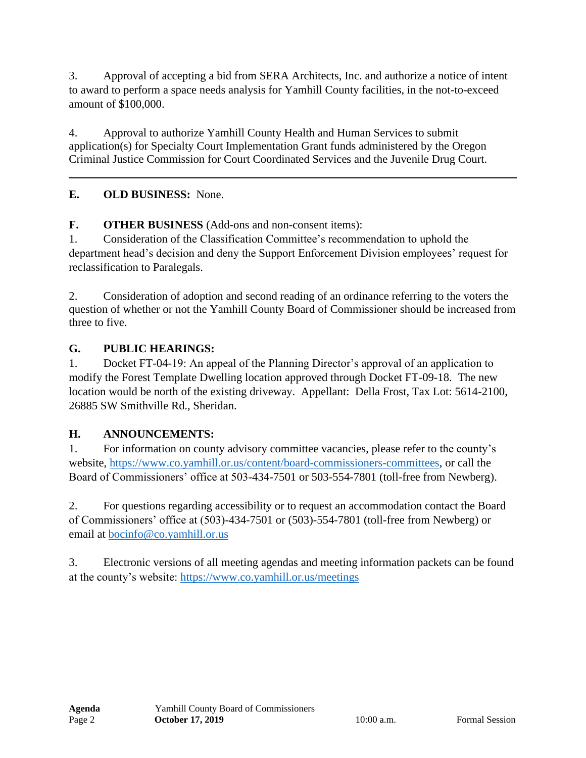3. Approval of accepting a bid from SERA Architects, Inc. and authorize a notice of intent to award to perform a space needs analysis for Yamhill County facilities, in the not-to-exceed amount of $100,000.

4. Approval to authorize Yamhill County Health and Human Services to submit application(s) for Specialty Court Implementation Grant funds administered by the Oregon Criminal Justice Commission for Court Coordinated Services and the Juvenile Drug Court.

---

**E. OLD BUSINESS:** None.

**F. OTHER BUSINESS** (Add-ons and non-consent items):

1. Consideration of the Classification Committee's recommendation to uphold the department head's decision and deny the Support Enforcement Division employees' request for reclassification to Paralegals.

2. Consideration of adoption and second reading of an ordinance referring to the voters the question of whether or not the Yamhill County Board of Commissioner should be increased from three to five.

**G. PUBLIC HEARINGS:**

1. Docket FT-04-19: An appeal of the Planning Director's approval of an application to modify the Forest Template Dwelling location approved through Docket FT-09-18. The new location would be north of the existing driveway. Appellant: Della Frost, Tax Lot: 5614-2100, 26885 SW Smithville Rd., Sheridan.

**H. ANNOUNCEMENTS:**

1. For information on county advisory committee vacancies, please refer to the county's website, https://www.co.yamhill.or.us/content/board-commissioners-committees, or call the Board of Commissioners' office at 503-434-7501 or 503-554-7801 (toll-free from Newberg).

2. For questions regarding accessibility or to request an accommodation contact the Board of Commissioners' office at (503)-434-7501 or (503)-554-7801 (toll-free from Newberg) or email at bocinfo@co.yamhill.or.us

3. Electronic versions of all meeting agendas and meeting information packets can be found at the county's website: https://www.co.yamhill.or.us/meetings